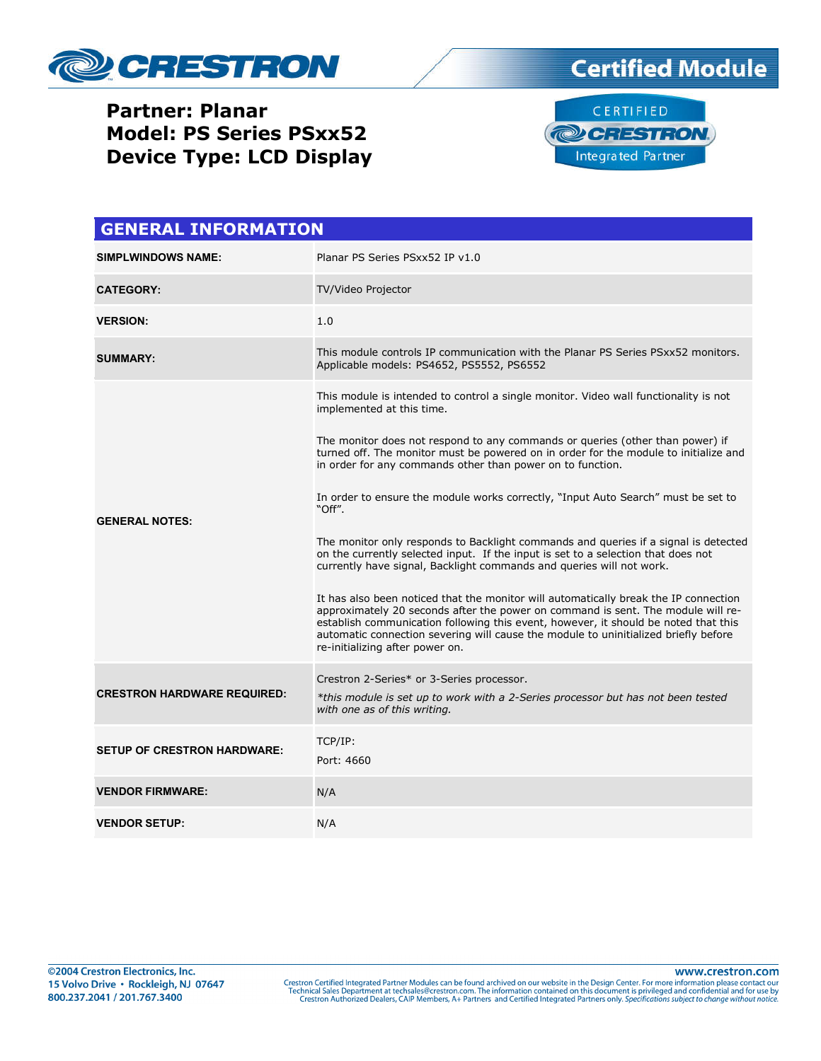# Partner: Planar
# Model: PS Series PSxx52
# Device Type: LCD Display

## GENERAL INFORMATION

| | |
|---|---|
| **SIMPLWINDOWS NAME:** | Planar PS Series PSxx52 IP v1.0 |
| **CATEGORY:** | TV/Video Projector |
| **VERSION:** | 1.0 |
| **SUMMARY:** | This module controls IP communication with the Planar PS Series PSxx52 monitors. Applicable models: PS4652, PS5552, PS6552 |
| **GENERAL NOTES:** | This module is intended to control a single monitor. Video wall functionality is not implemented at this time.<br><br>The monitor does not respond to any commands or queries (other than power) if turned off. The monitor must be powered on in order for the module to initialize and in order for any commands other than power on to function.<br><br>In order to ensure the module works correctly, "Input Auto Search" must be set to "Off".<br><br>The monitor only responds to Backlight commands and queries if a signal is detected on the currently selected input. If the input is set to a selection that does not currently have signal, Backlight commands and queries will not work.<br><br>It has also been noticed that the monitor will automatically break the IP connection approximately 20 seconds after the power on command is sent. The module will re-establish communication following this event, however, it should be noted that this automatic connection severing will cause the module to uninitialized briefly before re-initializing after power on. |
| **CRESTRON HARDWARE REQUIRED:** | Crestron 2-Series* or 3-Series processor.<br><br>*\*this module is set up to work with a 2-Series processor but has not been tested with one as of this writing.* |
| **SETUP OF CRESTRON HARDWARE:** | TCP/IP:<br><br>Port: 4660 |
| **VENDOR FIRMWARE:** | N/A |
| **VENDOR SETUP:** | N/A |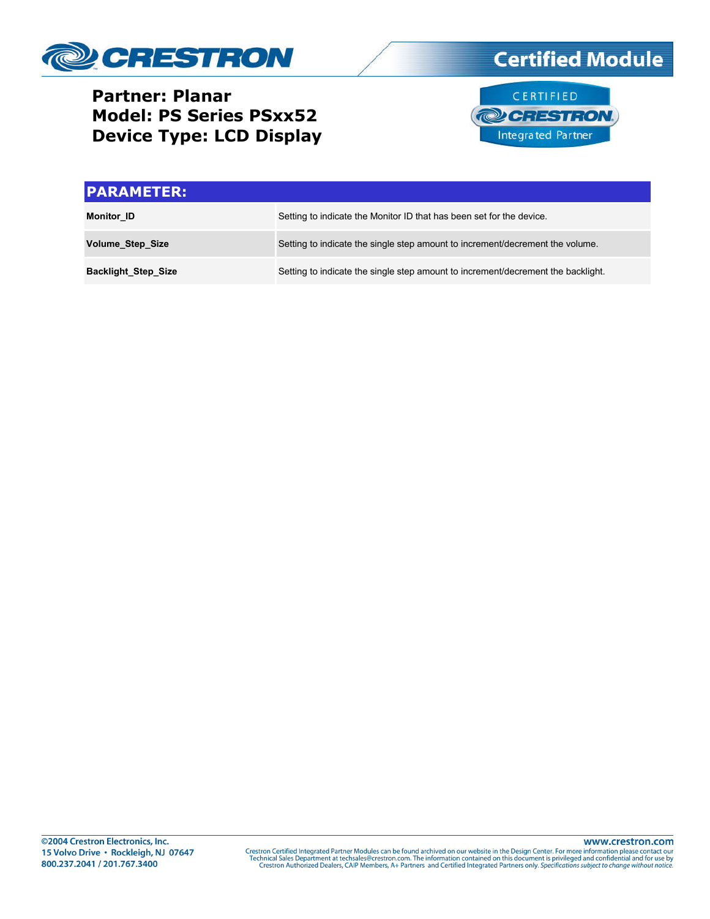**Partner: Planar**
**Model: PS Series PSxx52**
**Device Type: LCD Display**

| PARAMETER: | |
|---|---|
| **Monitor_ID** | Setting to indicate the Monitor ID that has been set for the device. |
| **Volume_Step_Size** | Setting to indicate the single step amount to increment/decrement the volume. |
| **Backlight_Step_Size** | Setting to indicate the single step amount to increment/decrement the backlight. |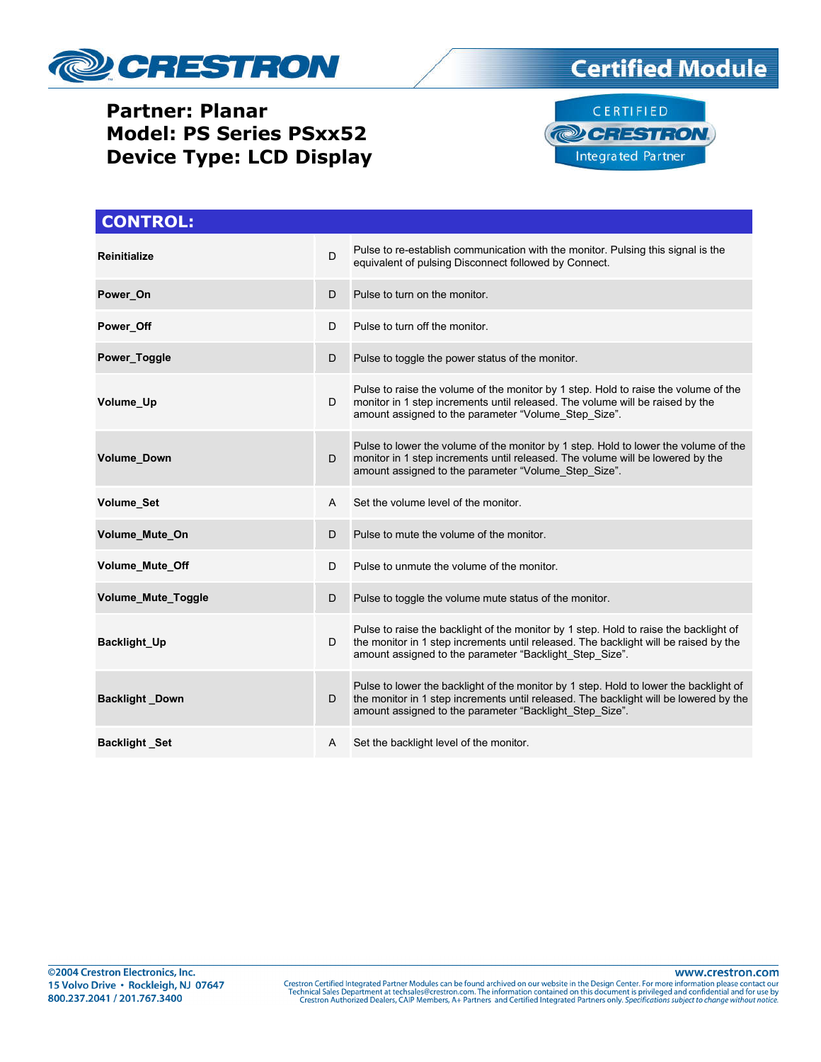**Partner: Planar**
**Model: PS Series PSxx52**
**Device Type: LCD Display**

## CONTROL:

| | | |
|---|---|---|
| **Reinitialize** | D | Pulse to re-establish communication with the monitor. Pulsing this signal is the equivalent of pulsing Disconnect followed by Connect. |
| **Power_On** | D | Pulse to turn on the monitor. |
| **Power_Off** | D | Pulse to turn off the monitor. |
| **Power_Toggle** | D | Pulse to toggle the power status of the monitor. |
| **Volume_Up** | D | Pulse to raise the volume of the monitor by 1 step. Hold to raise the volume of the monitor in 1 step increments until released. The volume will be raised by the amount assigned to the parameter "Volume_Step_Size". |
| **Volume_Down** | D | Pulse to lower the volume of the monitor by 1 step. Hold to lower the volume of the monitor in 1 step increments until released. The volume will be lowered by the amount assigned to the parameter "Volume_Step_Size". |
| **Volume_Set** | A | Set the volume level of the monitor. |
| **Volume_Mute_On** | D | Pulse to mute the volume of the monitor. |
| **Volume_Mute_Off** | D | Pulse to unmute the volume of the monitor. |
| **Volume_Mute_Toggle** | D | Pulse to toggle the volume mute status of the monitor. |
| **Backlight_Up** | D | Pulse to raise the backlight of the monitor by 1 step. Hold to raise the backlight of the monitor in 1 step increments until released. The backlight will be raised by the amount assigned to the parameter "Backlight_Step_Size". |
| **Backlight _Down** | D | Pulse to lower the backlight of the monitor by 1 step. Hold to lower the backlight of the monitor in 1 step increments until released. The backlight will be lowered by the amount assigned to the parameter "Backlight_Step_Size". |
| **Backlight _Set** | A | Set the backlight level of the monitor. |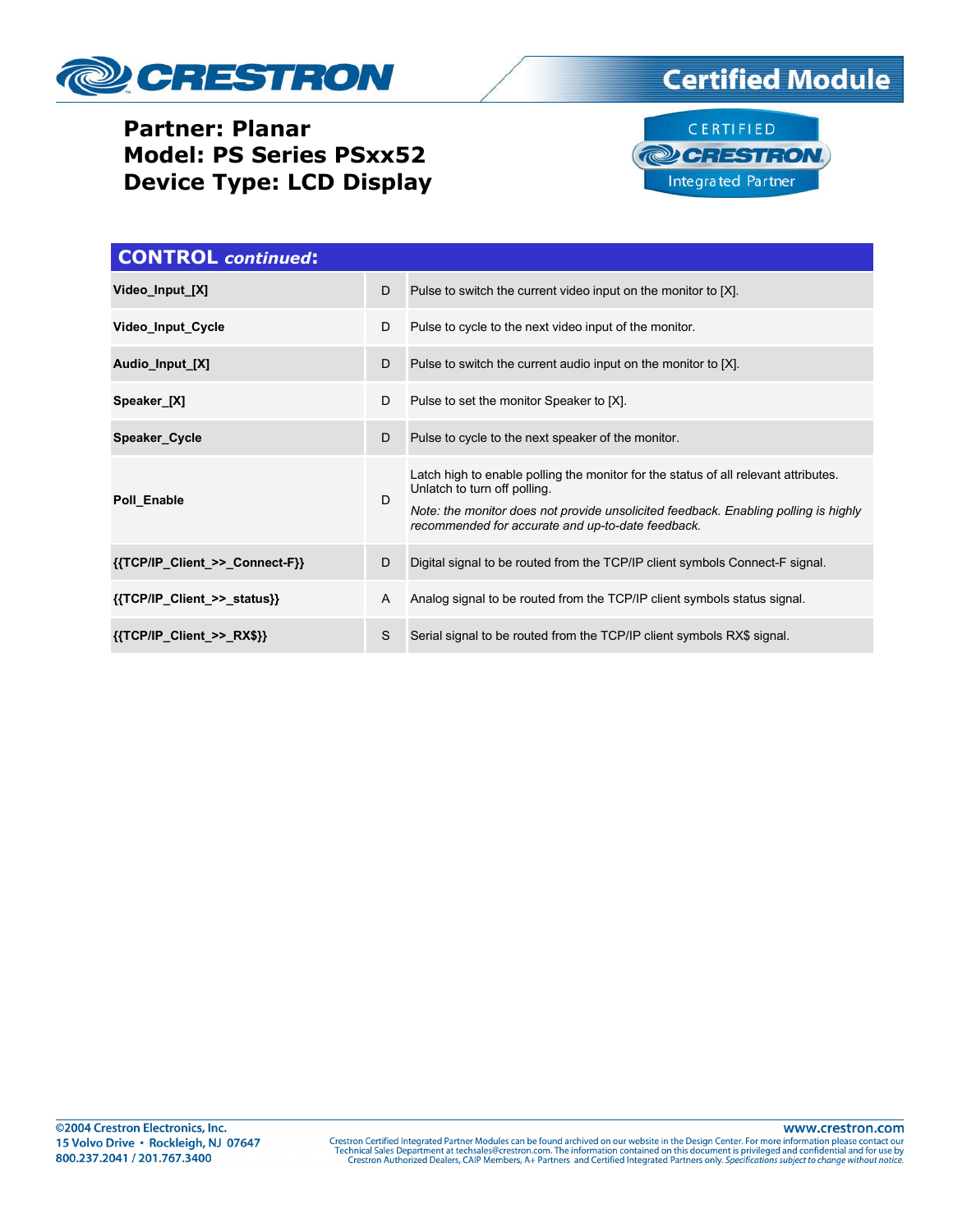**Partner: Planar**
**Model: PS Series PSxx52**
**Device Type: LCD Display**

## CONTROL *continued*:

| | | |
|---|---|---|
| **Video_Input_[X]** | D | Pulse to switch the current video input on the monitor to [X]. |
| **Video_Input_Cycle** | D | Pulse to cycle to the next video input of the monitor. |
| **Audio_Input_[X]** | D | Pulse to switch the current audio input on the monitor to [X]. |
| **Speaker_[X]** | D | Pulse to set the monitor Speaker to [X]. |
| **Speaker_Cycle** | D | Pulse to cycle to the next speaker of the monitor. |
| **Poll_Enable** | D | Latch high to enable polling the monitor for the status of all relevant attributes. Unlatch to turn off polling. *Note: the monitor does not provide unsolicited feedback. Enabling polling is highly recommended for accurate and up-to-date feedback.* |
| **{{TCP/IP_Client_>>_Connect-F}}** | D | Digital signal to be routed from the TCP/IP client symbols Connect-F signal. |
| **{{TCP/IP_Client_>>_status}}** | A | Analog signal to be routed from the TCP/IP client symbols status signal. |
| **{{TCP/IP_Client_>>_RX$}}** | S | Serial signal to be routed from the TCP/IP client symbols RX$ signal. |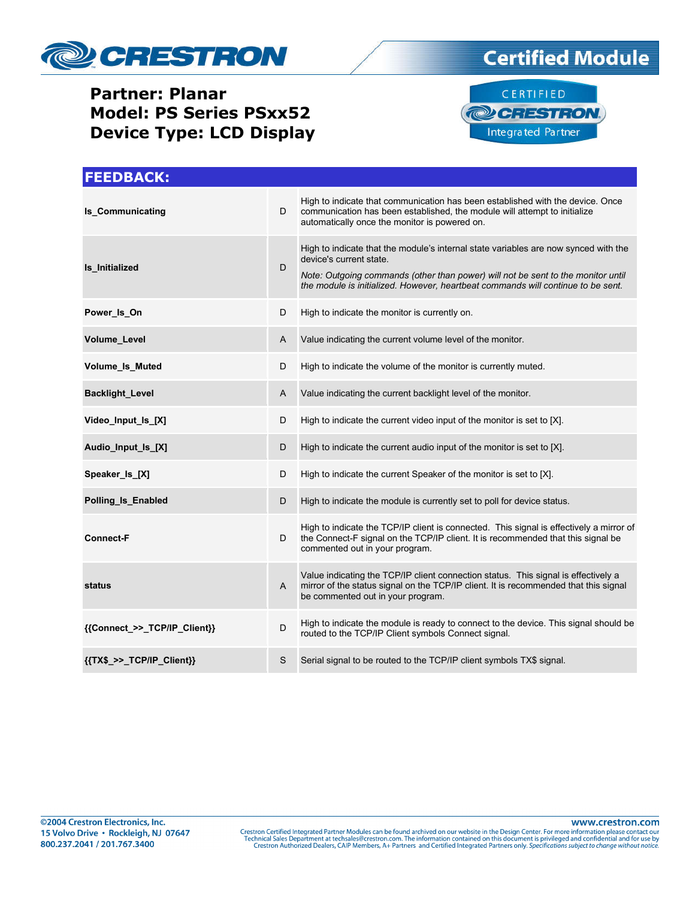Partner: Planar
Model: PS Series PSxx52
Device Type: LCD Display

## FEEDBACK:

| | | |
|---|---|---|
| **Is_Communicating** | D | High to indicate that communication has been established with the device. Once communication has been established, the module will attempt to initialize automatically once the monitor is powered on. |
| **Is_Initialized** | D | High to indicate that the module's internal state variables are now synced with the device's current state. *Note: Outgoing commands (other than power) will not be sent to the monitor until the module is initialized. However, heartbeat commands will continue to be sent.* |
| **Power_Is_On** | D | High to indicate the monitor is currently on. |
| **Volume_Level** | A | Value indicating the current volume level of the monitor. |
| **Volume_Is_Muted** | D | High to indicate the volume of the monitor is currently muted. |
| **Backlight_Level** | A | Value indicating the current backlight level of the monitor. |
| **Video_Input_Is_[X]** | D | High to indicate the current video input of the monitor is set to [X]. |
| **Audio_Input_Is_[X]** | D | High to indicate the current audio input of the monitor is set to [X]. |
| **Speaker_Is_[X]** | D | High to indicate the current Speaker of the monitor is set to [X]. |
| **Polling_Is_Enabled** | D | High to indicate the module is currently set to poll for device status. |
| **Connect-F** | D | High to indicate the TCP/IP client is connected. This signal is effectively a mirror of the Connect-F signal on the TCP/IP client. It is recommended that this signal be commented out in your program. |
| **status** | A | Value indicating the TCP/IP client connection status. This signal is effectively a mirror of the status signal on the TCP/IP client. It is recommended that this signal be commented out in your program. |
| **{{Connect_>>_TCP/IP_Client}}** | D | High to indicate the module is ready to connect to the device. This signal should be routed to the TCP/IP Client symbols Connect signal. |
| **{{TX$_>>_TCP/IP_Client}}** | S | Serial signal to be routed to the TCP/IP client symbols TX$ signal. |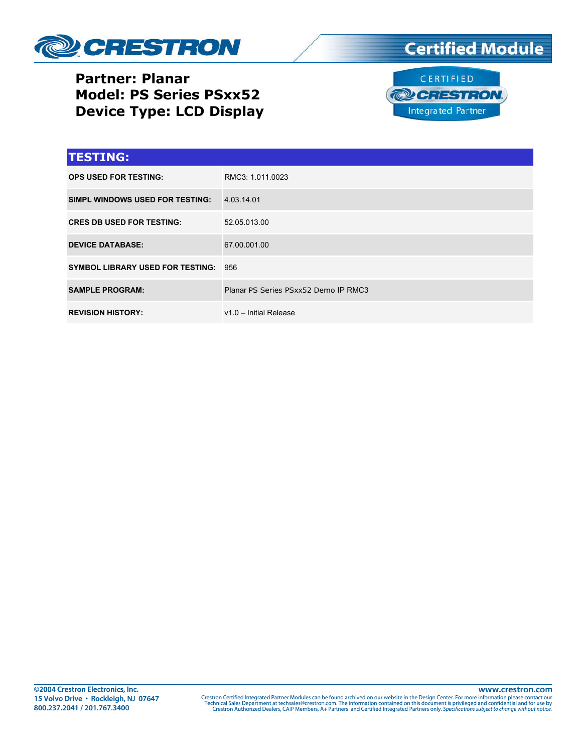**Partner: Planar**
**Model: PS Series PSxx52**
**Device Type: LCD Display**

## TESTING:

| | |
|---|---|
| **OPS USED FOR TESTING:** | RMC3: 1.011.0023 |
| **SIMPL WINDOWS USED FOR TESTING:** | 4.03.14.01 |
| **CRES DB USED FOR TESTING:** | 52.05.013.00 |
| **DEVICE DATABASE:** | 67.00.001.00 |
| **SYMBOL LIBRARY USED FOR TESTING:** | 956 |
| **SAMPLE PROGRAM:** | Planar PS Series PSxx52 Demo IP RMC3 |
| **REVISION HISTORY:** | v1.0 – Initial Release |